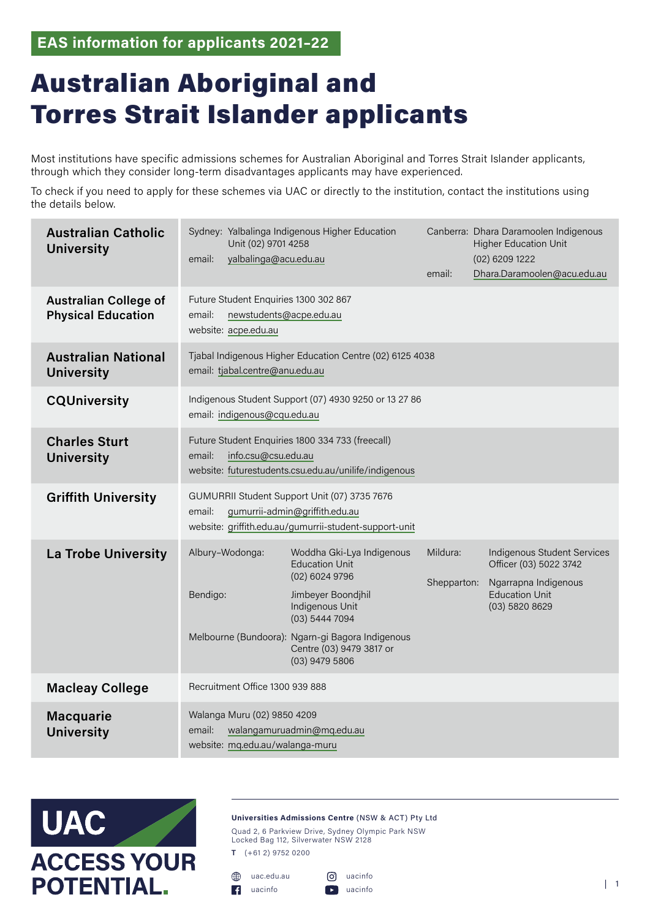**EAS information for applicants 2021–22**

# Australian Aboriginal and Torres Strait Islander applicants

Most institutions have specific admissions schemes for Australian Aboriginal and Torres Strait Islander applicants, through which they consider long-term disadvantages applicants may have experienced.

To check if you need to apply for these schemes via UAC or directly to the institution, contact the institutions using the details below.

| Institution | Contact details |
|---|---|
| **Australian Catholic University** | Sydney: Yalbalinga Indigenous Higher Education Unit (02) 9701 4258<br>email: yalbalinga@acu.edu.au<br>Canberra: Dhara Daramoolen Indigenous Higher Education Unit (02) 6209 1222<br>email: Dhara.Daramoolen@acu.edu.au |
| **Australian College of Physical Education** | Future Student Enquiries 1300 302 867<br>email: newstudents@acpe.edu.au<br>website: acpe.edu.au |
| **Australian National University** | Tjabal Indigenous Higher Education Centre (02) 6125 4038<br>email: tjabal.centre@anu.edu.au |
| **CQUniversity** | Indigenous Student Support (07) 4930 9250 or 13 27 86<br>email: indigenous@cqu.edu.au |
| **Charles Sturt University** | Future Student Enquiries 1800 334 733 (freecall)<br>email: info.csu@csu.edu.au<br>website: futurestudents.csu.edu.au/unilife/indigenous |
| **Griffith University** | GUMURRII Student Support Unit (07) 3735 7676<br>email: gumurrii-admin@griffith.edu.au<br>website: griffith.edu.au/gumurrii-student-support-unit |
| **La Trobe University** | Albury–Wodonga: Woddha Gki-Lya Indigenous Education Unit (02) 6024 9796<br>Bendigo: Jimbeyer Boondjhil Indigenous Unit (03) 5444 7094<br>Melbourne (Bundoora): Ngarn-gi Bagora Indigenous Centre (03) 9479 3817 or (03) 9479 5806<br>Mildura: Indigenous Student Services Officer (03) 5022 3742<br>Shepparton: Ngarrapna Indigenous Education Unit (03) 5820 8629 |
| **Macleay College** | Recruitment Office 1300 939 888 |
| **Macquarie University** | Walanga Muru (02) 9850 4209<br>email: walangamuruadmin@mq.edu.au<br>website: mq.edu.au/walanga-muru |

**UAC ACCESS YOUR POTENTIAL.**

**Universities Admissions Centre** (NSW & ACT) Pty Ltd
Quad 2, 6 Parkview Drive, Sydney Olympic Park NSW
Locked Bag 112, Silverwater NSW 2128
T (+61 2) 9752 0200

uac.edu.au | uacinfo | uacinfo | uacinfo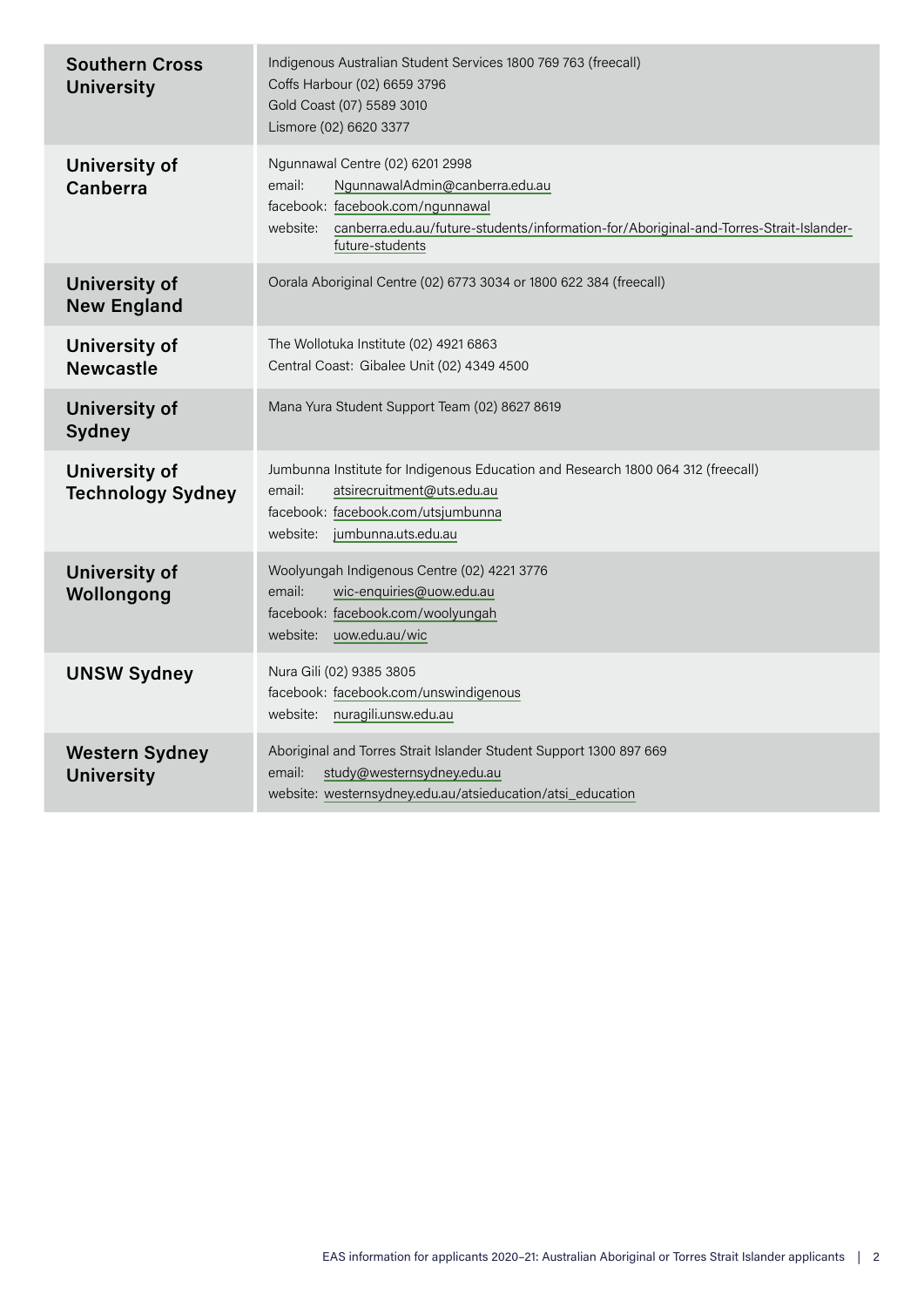| | |
|---|---|
| **Southern Cross University** | Indigenous Australian Student Services 1800 769 763 (freecall)<br>Coffs Harbour (02) 6659 3796<br>Gold Coast (07) 5589 3010<br>Lismore (02) 6620 3377 |
| **University of Canberra** | Ngunnawal Centre (02) 6201 2998<br>email: NgunnawalAdmin@canberra.edu.au<br>facebook: facebook.com/ngunnawal<br>website: canberra.edu.au/future-students/information-for/Aboriginal-and-Torres-Strait-Islander-future-students |
| **University of New England** | Oorala Aboriginal Centre (02) 6773 3034 or 1800 622 384 (freecall) |
| **University of Newcastle** | The Wollotuka Institute (02) 4921 6863<br>Central Coast: Gibalee Unit (02) 4349 4500 |
| **University of Sydney** | Mana Yura Student Support Team (02) 8627 8619 |
| **University of Technology Sydney** | Jumbunna Institute for Indigenous Education and Research 1800 064 312 (freecall)<br>email: atsirecruitment@uts.edu.au<br>facebook: facebook.com/utsjumbunna<br>website: jumbunna.uts.edu.au |
| **University of Wollongong** | Woolyungah Indigenous Centre (02) 4221 3776<br>email: wic-enquiries@uow.edu.au<br>facebook: facebook.com/woolyungah<br>website: uow.edu.au/wic |
| **UNSW Sydney** | Nura Gili (02) 9385 3805<br>facebook: facebook.com/unswindigenous<br>website: nuragili.unsw.edu.au |
| **Western Sydney University** | Aboriginal and Torres Strait Islander Student Support 1300 897 669<br>email: study@westernsydney.edu.au<br>website: westernsydney.edu.au/atsieducation/atsi_education |